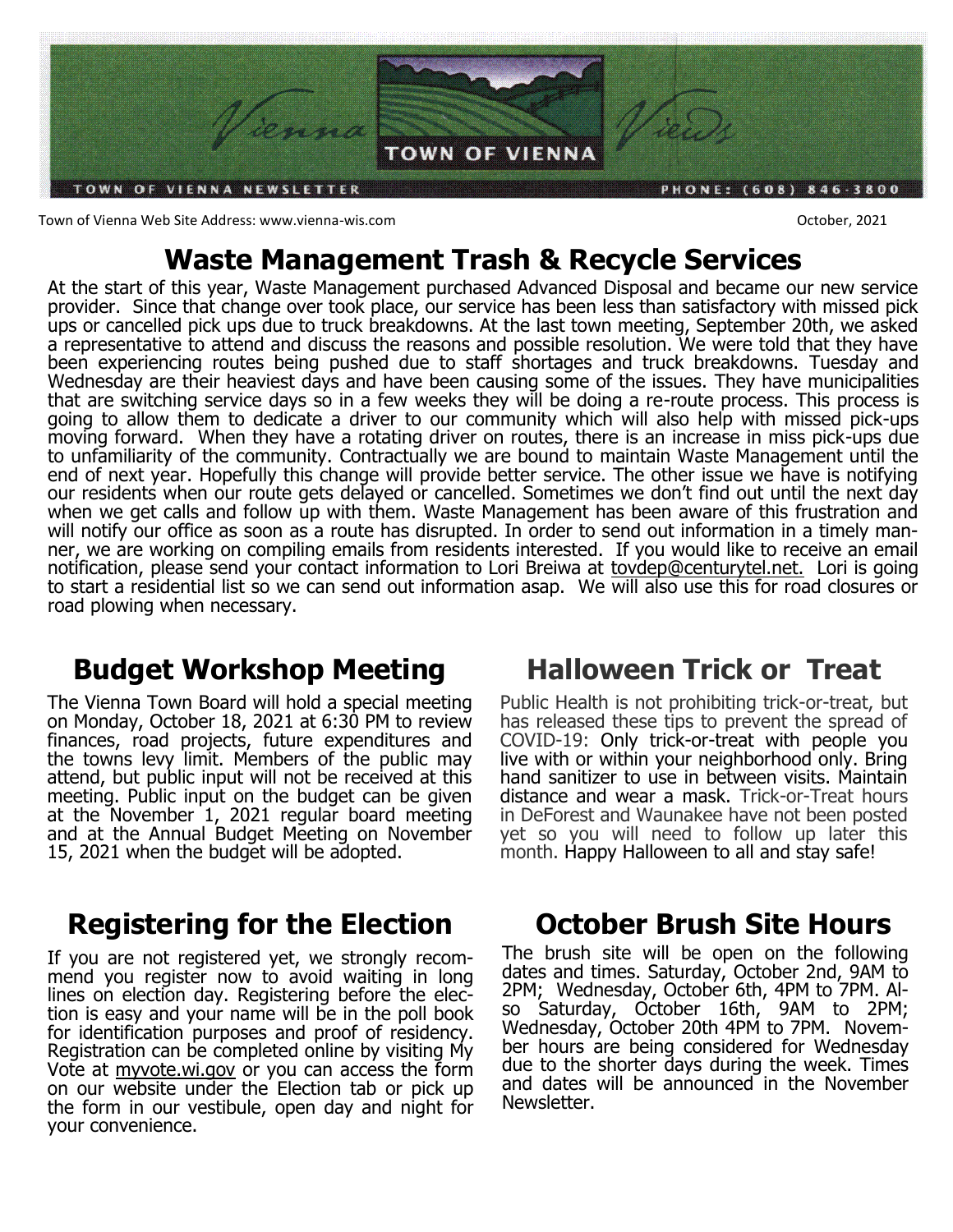# Vienna Views

**TOWN OF VIENNA**

TOWN OF VIENNA NEWSLETTER

PHONE: (608) 846-3800

Town of Vienna Web Site Address: www.vienna-wis.com

October, 2021

## Waste Management Trash & Recycle Services

At the start of this year, Waste Management purchased Advanced Disposal and became our new service provider. Since that change over took place, our service has been less than satisfactory with missed pick ups or cancelled pick ups due to truck breakdowns. At the last town meeting, September 20th, we asked a representative to attend and discuss the reasons and possible resolution. We were told that they have been experiencing routes being pushed due to staff shortages and truck breakdowns. Tuesday and Wednesday are their heaviest days and have been causing some of the issues. They have municipalities that are switching service days so in a few weeks they will be doing a re-route process. This process is going to allow them to dedicate a driver to our community which will also help with missed pick-ups moving forward. When they have a rotating driver on routes, there is an increase in miss pick-ups due to unfamiliarity of the community. Contractually we are bound to maintain Waste Management until the end of next year. Hopefully this change will provide better service. The other issue we have is notifying our residents when our route gets delayed or cancelled. Sometimes we don't find out until the next day when we get calls and follow up with them. Waste Management has been aware of this frustration and will notify our office as soon as a route has disrupted. In order to send out information in a timely manner, we are working on compiling emails from residents interested. If you would like to receive an email notification, please send your contact information to Lori Breiwa at tovdep@centurytel.net. Lori is going to start a residential list so we can send out information asap. We will also use this for road closures or road plowing when necessary.

## Budget Workshop Meeting

The Vienna Town Board will hold a special meeting on Monday, October 18, 2021 at 6:30 PM to review finances, road projects, future expenditures and the towns levy limit. Members of the public may attend, but public input will not be received at this meeting. Public input on the budget can be given at the November 1, 2021 regular board meeting and at the Annual Budget Meeting on November 15, 2021 when the budget will be adopted.

## Halloween Trick or Treat

Public Health is not prohibiting trick-or-treat, but has released these tips to prevent the spread of COVID-19: Only trick-or-treat with people you live with or within your neighborhood only. Bring hand sanitizer to use in between visits. Maintain distance and wear a mask. Trick-or-Treat hours in DeForest and Waunakee have not been posted yet so you will need to follow up later this month. Happy Halloween to all and stay safe!

## Registering for the Election

If you are not registered yet, we strongly recommend you register now to avoid waiting in long lines on election day. Registering before the election is easy and your name will be in the poll book for identification purposes and proof of residency. Registration can be completed online by visiting My Vote at myvote.wi.gov or you can access the form on our website under the Election tab or pick up the form in our vestibule, open day and night for your convenience.

## October Brush Site Hours

The brush site will be open on the following dates and times. Saturday, October 2nd, 9AM to 2PM; Wednesday, October 6th, 4PM to 7PM. Also Saturday, October 16th, 9AM to 2PM; Wednesday, October 20th 4PM to 7PM. November hours are being considered for Wednesday due to the shorter days during the week. Times and dates will be announced in the November Newsletter.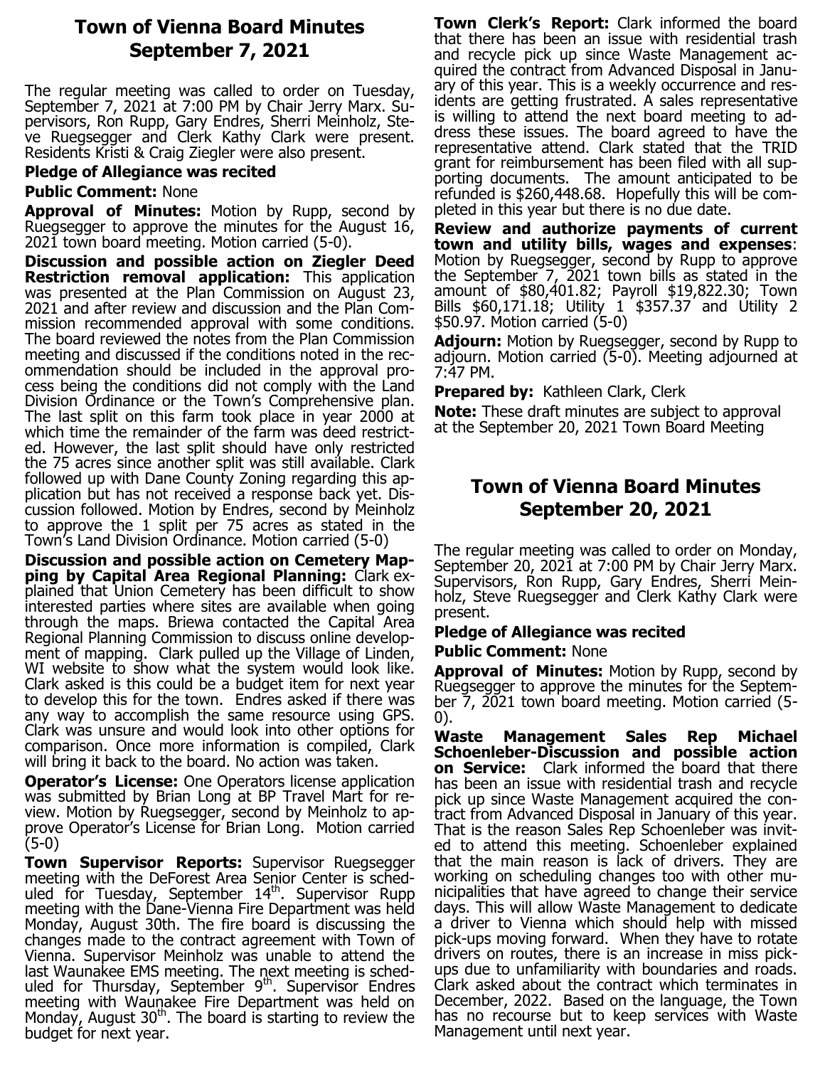## Town of Vienna Board Minutes September 7, 2021

The regular meeting was called to order on Tuesday, September 7, 2021 at 7:00 PM by Chair Jerry Marx. Supervisors, Ron Rupp, Gary Endres, Sherri Meinholz, Steve Ruegsegger and Clerk Kathy Clark were present. Residents Kristi & Craig Ziegler were also present.

**Pledge of Allegiance was recited**

**Public Comment:** None

**Approval of Minutes:** Motion by Rupp, second by Ruegsegger to approve the minutes for the August 16, 2021 town board meeting. Motion carried (5-0).

**Discussion and possible action on Ziegler Deed Restriction removal application:** This application was presented at the Plan Commission on August 23, 2021 and after review and discussion and the Plan Commission recommended approval with some conditions. The board reviewed the notes from the Plan Commission meeting and discussed if the conditions noted in the recommendation should be included in the approval process being the conditions did not comply with the Land Division Ordinance or the Town's Comprehensive plan. The last split on this farm took place in year 2000 at which time the remainder of the farm was deed restricted. However, the last split should have only restricted the 75 acres since another split was still available. Clark followed up with Dane County Zoning regarding this application but has not received a response back yet. Discussion followed. Motion by Endres, second by Meinholz to approve the 1 split per 75 acres as stated in the Town's Land Division Ordinance. Motion carried (5-0)

**Discussion and possible action on Cemetery Mapping by Capital Area Regional Planning:** Clark explained that Union Cemetery has been difficult to show interested parties where sites are available when going through the maps. Briewa contacted the Capital Area Regional Planning Commission to discuss online development of mapping. Clark pulled up the Village of Linden, WI website to show what the system would look like. Clark asked is this could be a budget item for next year to develop this for the town. Endres asked if there was any way to accomplish the same resource using GPS. Clark was unsure and would look into other options for comparison. Once more information is compiled, Clark will bring it back to the board. No action was taken.

**Operator's License:** One Operators license application was submitted by Brian Long at BP Travel Mart for review. Motion by Ruegsegger, second by Meinholz to approve Operator's License for Brian Long. Motion carried (5-0)

**Town Supervisor Reports:** Supervisor Ruegsegger meeting with the DeForest Area Senior Center is scheduled for Tuesday, September 14th. Supervisor Rupp meeting with the Dane-Vienna Fire Department was held Monday, August 30th. The fire board is discussing the changes made to the contract agreement with Town of Vienna. Supervisor Meinholz was unable to attend the last Waunakee EMS meeting. The next meeting is scheduled for Thursday, September 9th. Supervisor Endres meeting with Waunakee Fire Department was held on Monday, August 30th. The board is starting to review the budget for next year.

**Town Clerk's Report:** Clark informed the board that there has been an issue with residential trash and recycle pick up since Waste Management acquired the contract from Advanced Disposal in January of this year. This is a weekly occurrence and residents are getting frustrated. A sales representative is willing to attend the next board meeting to address these issues. The board agreed to have the representative attend. Clark stated that the TRID grant for reimbursement has been filed with all supporting documents. The amount anticipated to be refunded is $260,448.68. Hopefully this will be completed in this year but there is no due date.

**Review and authorize payments of current town and utility bills, wages and expenses**: Motion by Ruegsegger, second by Rupp to approve the September 7, 2021 town bills as stated in the amount of $80,401.82; Payroll $19,822.30; Town Bills $60,171.18; Utility 1 $357.37 and Utility 2 $50.97. Motion carried (5-0)

**Adjourn:** Motion by Ruegsegger, second by Rupp to adjourn. Motion carried (5-0). Meeting adjourned at 7:47 PM.

**Prepared by:** Kathleen Clark, Clerk

**Note:** These draft minutes are subject to approval at the September 20, 2021 Town Board Meeting

## Town of Vienna Board Minutes September 20, 2021

The regular meeting was called to order on Monday, September 20, 2021 at 7:00 PM by Chair Jerry Marx. Supervisors, Ron Rupp, Gary Endres, Sherri Meinholz, Steve Ruegsegger and Clerk Kathy Clark were present.

**Pledge of Allegiance was recited**

**Public Comment:** None

**Approval of Minutes:** Motion by Rupp, second by Ruegsegger to approve the minutes for the September 7, 2021 town board meeting. Motion carried (5-0).

**Waste Management Sales Rep Michael Schoenleber-Discussion and possible action on Service:** Clark informed the board that there has been an issue with residential trash and recycle pick up since Waste Management acquired the contract from Advanced Disposal in January of this year. That is the reason Sales Rep Schoenleber was invited to attend this meeting. Schoenleber explained that the main reason is lack of drivers. They are working on scheduling changes too with other municipalities that have agreed to change their service days. This will allow Waste Management to dedicate a driver to Vienna which should help with missed pick-ups moving forward. When they have to rotate drivers on routes, there is an increase in miss pick-ups due to unfamiliarity with boundaries and roads. Clark asked about the contract which terminates in December, 2022. Based on the language, the Town has no recourse but to keep services with Waste Management until next year.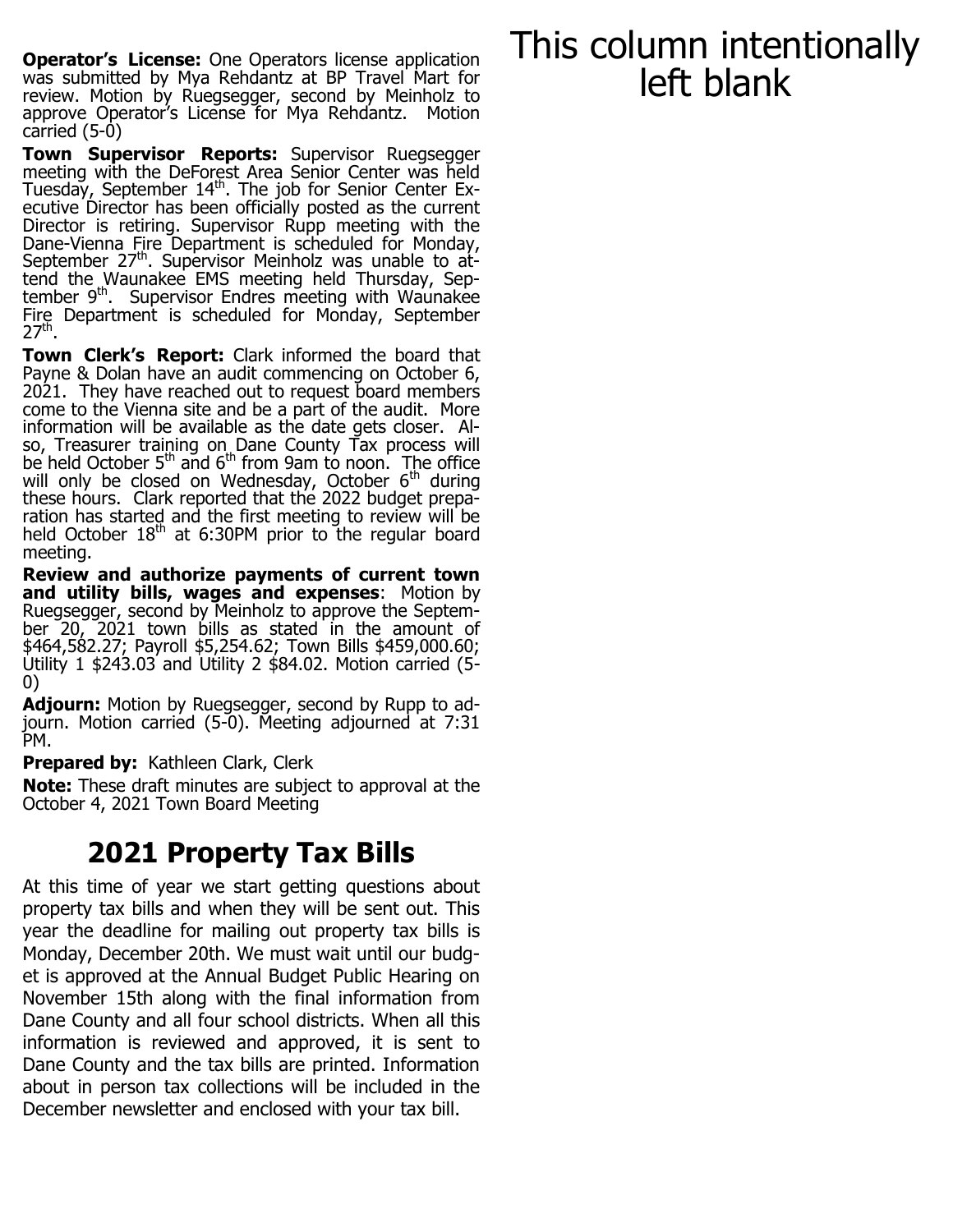**Operator's License:** One Operators license application was submitted by Mya Rehdantz at BP Travel Mart for review. Motion by Ruegsegger, second by Meinholz to approve Operator's License for Mya Rehdantz. Motion carried (5-0)

**Town Supervisor Reports:** Supervisor Ruegsegger meeting with the DeForest Area Senior Center was held Tuesday, September 14th. The job for Senior Center Executive Director has been officially posted as the current Director is retiring. Supervisor Rupp meeting with the Dane-Vienna Fire Department is scheduled for Monday, September 27th. Supervisor Meinholz was unable to attend the Waunakee EMS meeting held Thursday, September 9th. Supervisor Endres meeting with Waunakee Fire Department is scheduled for Monday, September 27th.

**Town Clerk's Report:** Clark informed the board that Payne & Dolan have an audit commencing on October 6, 2021. They have reached out to request board members come to the Vienna site and be a part of the audit. More information will be available as the date gets closer. Also, Treasurer training on Dane County Tax process will be held October 5th and 6th from 9am to noon. The office will only be closed on Wednesday, October 6th during these hours. Clark reported that the 2022 budget preparation has started and the first meeting to review will be held October 18th at 6:30PM prior to the regular board meeting.

**Review and authorize payments of current town and utility bills, wages and expenses**: Motion by Ruegsegger, second by Meinholz to approve the September 20, 2021 town bills as stated in the amount of $464,582.27; Payroll $5,254.62; Town Bills $459,000.60; Utility 1 $243.03 and Utility 2 $84.02. Motion carried (5-0)

**Adjourn:** Motion by Ruegsegger, second by Rupp to adjourn. Motion carried (5-0). Meeting adjourned at 7:31 PM.

**Prepared by:** Kathleen Clark, Clerk

**Note:** These draft minutes are subject to approval at the October 4, 2021 Town Board Meeting

## 2021 Property Tax Bills

At this time of year we start getting questions about property tax bills and when they will be sent out. This year the deadline for mailing out property tax bills is Monday, December 20th. We must wait until our budget is approved at the Annual Budget Public Hearing on November 15th along with the final information from Dane County and all four school districts. When all this information is reviewed and approved, it is sent to Dane County and the tax bills are printed. Information about in person tax collections will be included in the December newsletter and enclosed with your tax bill.

This column intentionally left blank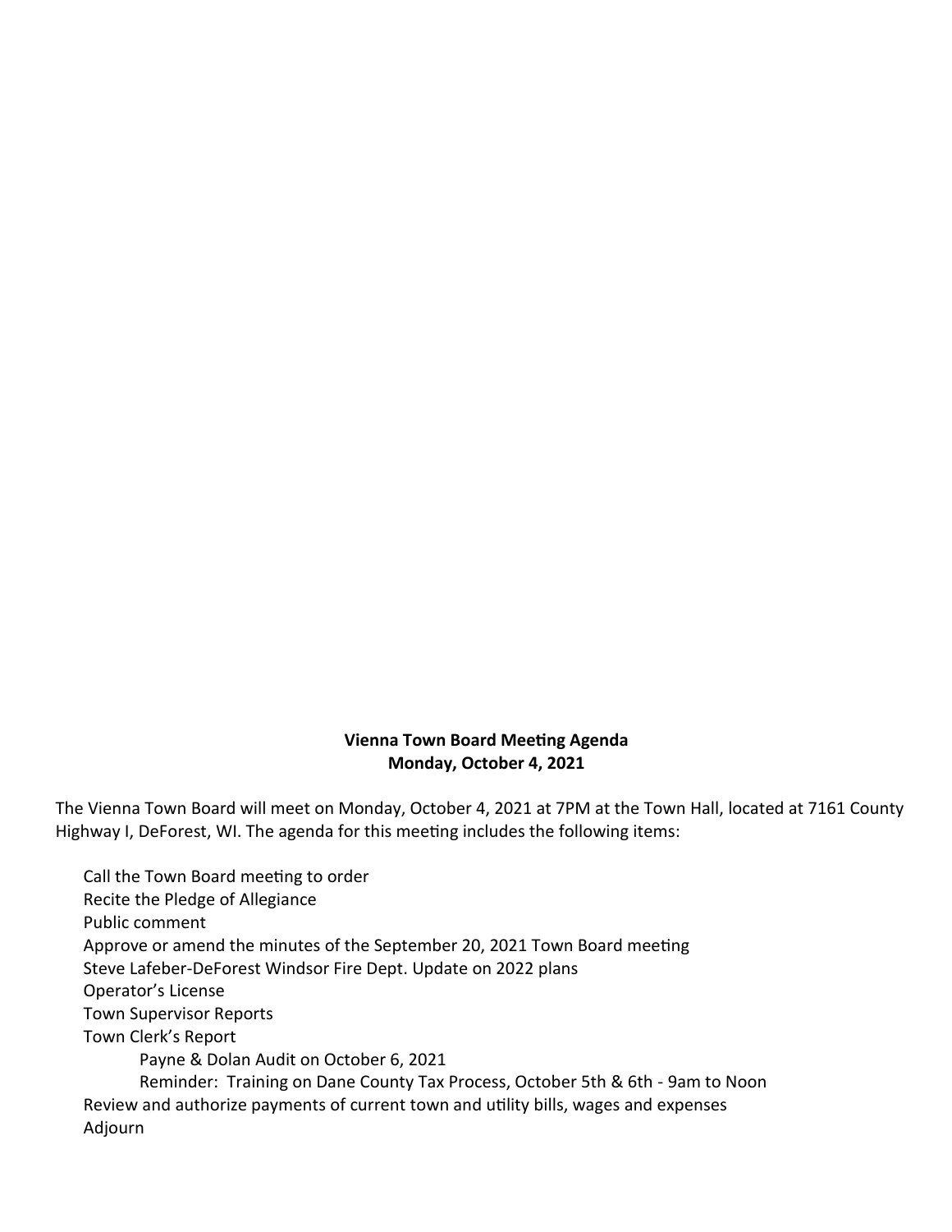**Vienna Town Board Meeting Agenda**
**Monday, October 4, 2021**

The Vienna Town Board will meet on Monday, October 4, 2021 at 7PM at the Town Hall, located at 7161 County Highway I, DeForest, WI. The agenda for this meeting includes the following items:

- Call the Town Board meeting to order
- Recite the Pledge of Allegiance
- Public comment
- Approve or amend the minutes of the September 20, 2021 Town Board meeting
- Steve Lafeber-DeForest Windsor Fire Dept. Update on 2022 plans
- Operator's License
- Town Supervisor Reports
- Town Clerk's Report
  - Payne & Dolan Audit on October 6, 2021
  - Reminder: Training on Dane County Tax Process, October 5th & 6th - 9am to Noon
- Review and authorize payments of current town and utility bills, wages and expenses
- Adjourn